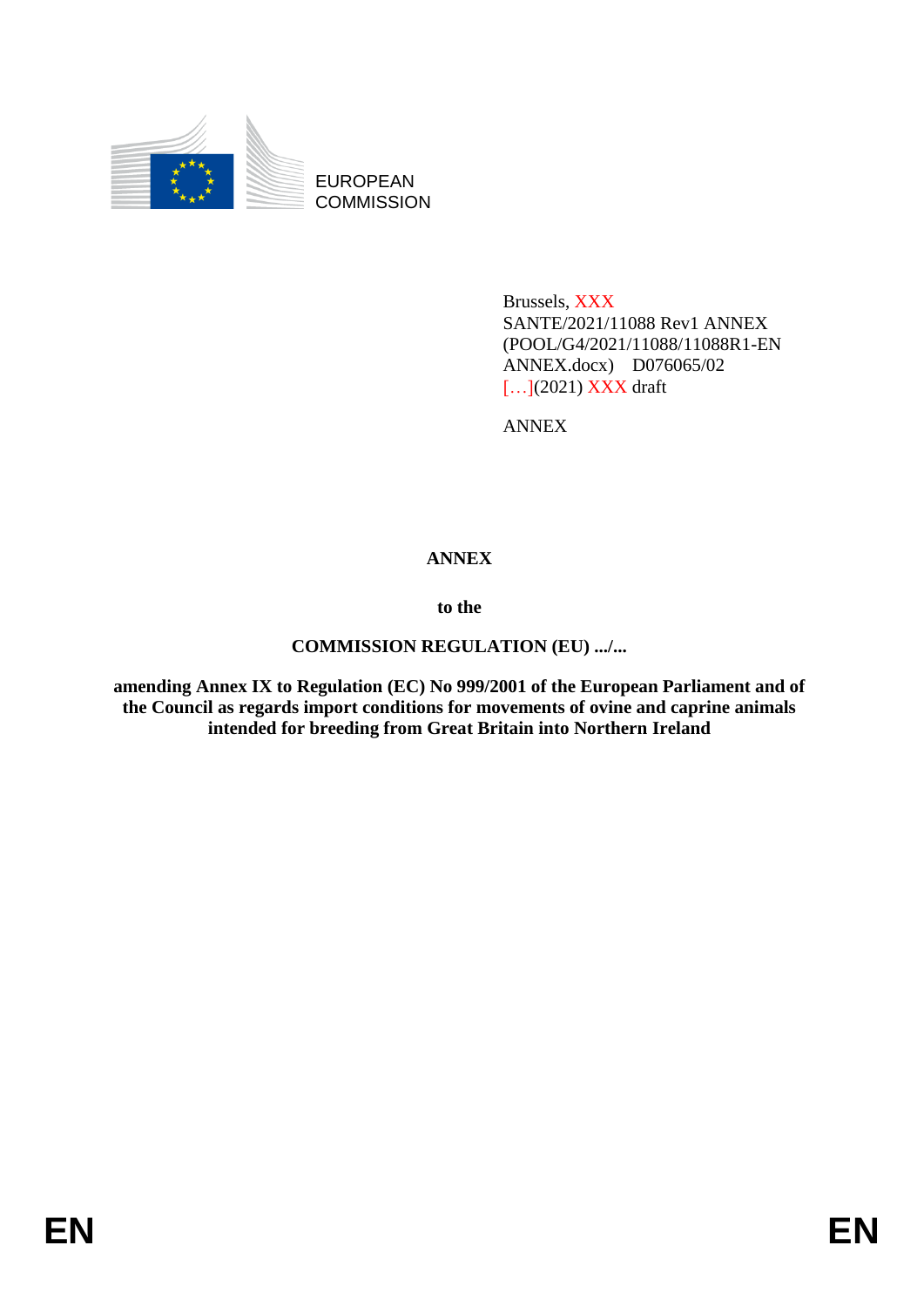EUROPEAN
COMMISSION

Brussels, XXX
SANTE/2021/11088 Rev1 ANNEX
(POOL/G4/2021/11088/11088R1-EN
ANNEX.docx) D076065/02
[…](2021) XXX draft

ANNEX

**ANNEX**

**to the**

**COMMISSION REGULATION (EU) .../...**

**amending Annex IX to Regulation (EC) No 999/2001 of the European Parliament and of the Council as regards import conditions for movements of ovine and caprine animals intended for breeding from Great Britain into Northern Ireland**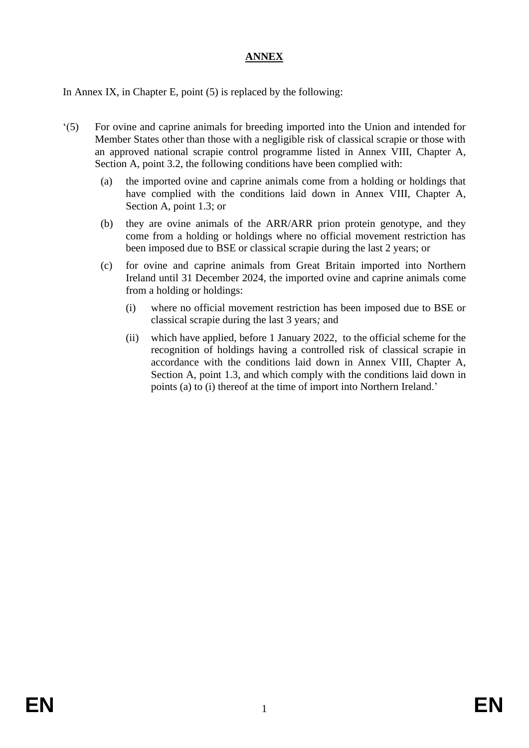## ANNEX

In Annex IX, in Chapter E, point (5) is replaced by the following:

‘(5) For ovine and caprine animals for breeding imported into the Union and intended for Member States other than those with a negligible risk of classical scrapie or those with an approved national scrapie control programme listed in Annex VIII, Chapter A, Section A, point 3.2, the following conditions have been complied with:

(a) the imported ovine and caprine animals come from a holding or holdings that have complied with the conditions laid down in Annex VIII, Chapter A, Section A, point 1.3; or

(b) they are ovine animals of the ARR/ARR prion protein genotype, and they come from a holding or holdings where no official movement restriction has been imposed due to BSE or classical scrapie during the last 2 years; or

(c) for ovine and caprine animals from Great Britain imported into Northern Ireland until 31 December 2024, the imported ovine and caprine animals come from a holding or holdings:

(i) where no official movement restriction has been imposed due to BSE or classical scrapie during the last 3 years*;* and

(ii) which have applied, before 1 January 2022, to the official scheme for the recognition of holdings having a controlled risk of classical scrapie in accordance with the conditions laid down in Annex VIII, Chapter A, Section A, point 1.3, and which comply with the conditions laid down in points (a) to (i) thereof at the time of import into Northern Ireland.’